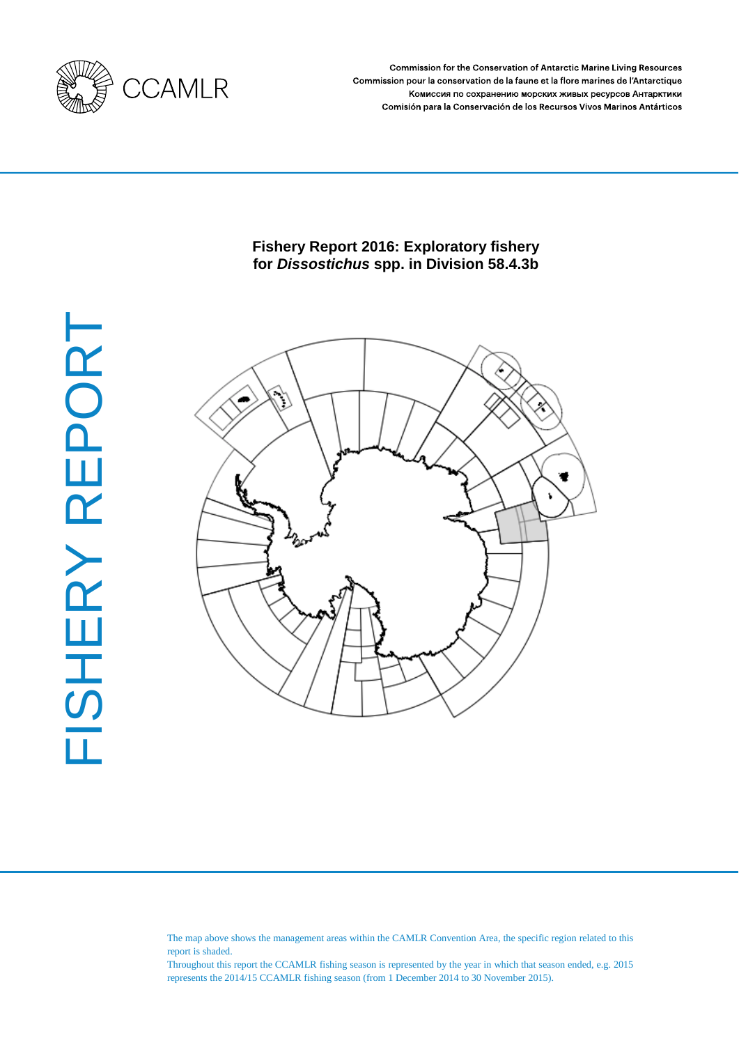CCAMLR

Commission for the Conservation of Antarctic Marine Living Resources
Commission pour la conservation de la faune et la flore marines de l'Antarctique
Комиссия по сохранению морских живых ресурсов Антарктики
Comisión para la Conservación de los Recursos Vivos Marinos Antárticos

FISHERY REPORT

# Fishery Report 2016: Exploratory fishery for *Dissostichus* spp. in Division 58.4.3b

The map above shows the management areas within the CAMLR Convention Area, the specific region related to this report is shaded.
Throughout this report the CCAMLR fishing season is represented by the year in which that season ended, e.g. 2015 represents the 2014/15 CCAMLR fishing season (from 1 December 2014 to 30 November 2015).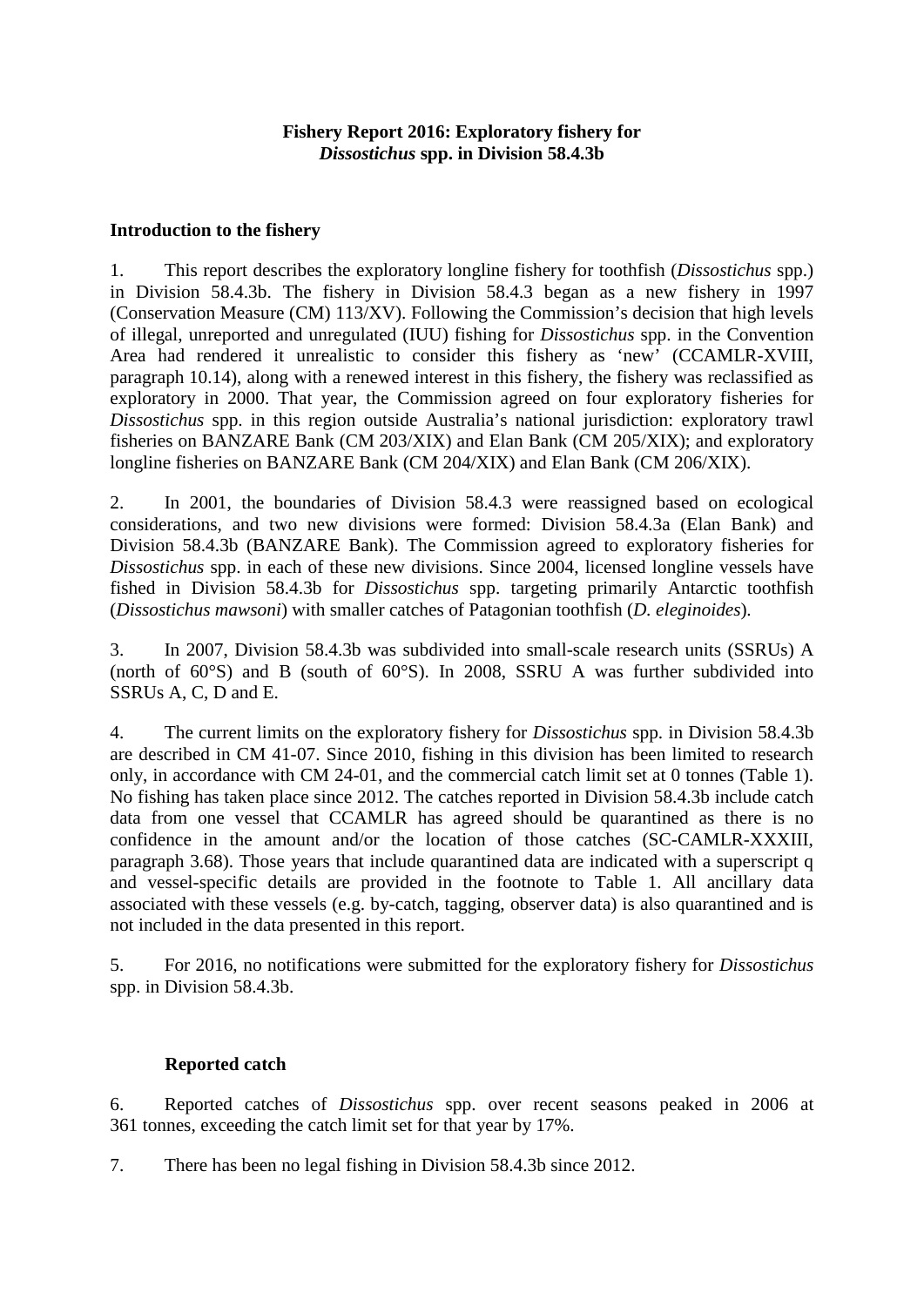# Fishery Report 2016: Exploratory fishery for *Dissostichus* spp. in Division 58.4.3b

## Introduction to the fishery

1. This report describes the exploratory longline fishery for toothfish (*Dissostichus* spp.) in Division 58.4.3b. The fishery in Division 58.4.3 began as a new fishery in 1997 (Conservation Measure (CM) 113/XV). Following the Commission's decision that high levels of illegal, unreported and unregulated (IUU) fishing for *Dissostichus* spp. in the Convention Area had rendered it unrealistic to consider this fishery as 'new' (CCAMLR-XVIII, paragraph 10.14), along with a renewed interest in this fishery, the fishery was reclassified as exploratory in 2000. That year, the Commission agreed on four exploratory fisheries for *Dissostichus* spp. in this region outside Australia's national jurisdiction: exploratory trawl fisheries on BANZARE Bank (CM 203/XIX) and Elan Bank (CM 205/XIX); and exploratory longline fisheries on BANZARE Bank (CM 204/XIX) and Elan Bank (CM 206/XIX).

2. In 2001, the boundaries of Division 58.4.3 were reassigned based on ecological considerations, and two new divisions were formed: Division 58.4.3a (Elan Bank) and Division 58.4.3b (BANZARE Bank). The Commission agreed to exploratory fisheries for *Dissostichus* spp. in each of these new divisions. Since 2004, licensed longline vessels have fished in Division 58.4.3b for *Dissostichus* spp. targeting primarily Antarctic toothfish (*Dissostichus mawsoni*) with smaller catches of Patagonian toothfish (*D. eleginoides*).

3. In 2007, Division 58.4.3b was subdivided into small-scale research units (SSRUs) A (north of 60°S) and B (south of 60°S). In 2008, SSRU A was further subdivided into SSRUs A, C, D and E.

4. The current limits on the exploratory fishery for *Dissostichus* spp. in Division 58.4.3b are described in CM 41-07. Since 2010, fishing in this division has been limited to research only, in accordance with CM 24-01, and the commercial catch limit set at 0 tonnes (Table 1). No fishing has taken place since 2012. The catches reported in Division 58.4.3b include catch data from one vessel that CCAMLR has agreed should be quarantined as there is no confidence in the amount and/or the location of those catches (SC-CAMLR-XXXIII, paragraph 3.68). Those years that include quarantined data are indicated with a superscript q and vessel-specific details are provided in the footnote to Table 1. All ancillary data associated with these vessels (e.g. by-catch, tagging, observer data) is also quarantined and is not included in the data presented in this report.

5. For 2016, no notifications were submitted for the exploratory fishery for *Dissostichus* spp. in Division 58.4.3b.

### Reported catch

6. Reported catches of *Dissostichus* spp. over recent seasons peaked in 2006 at 361 tonnes, exceeding the catch limit set for that year by 17%.

7. There has been no legal fishing in Division 58.4.3b since 2012.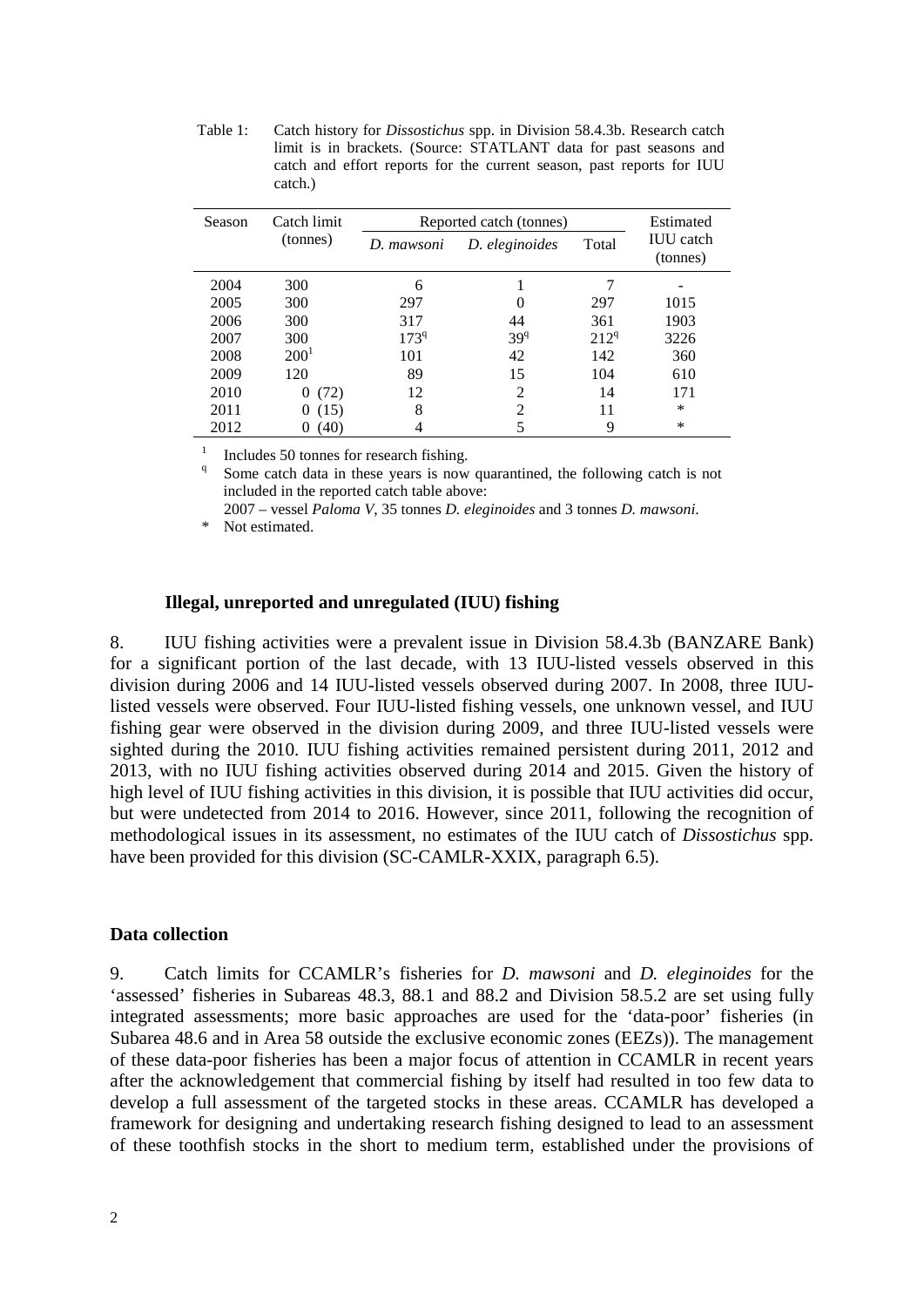Table 1: Catch history for *Dissostichus* spp. in Division 58.4.3b. Research catch limit is in brackets. (Source: STATLANT data for past seasons and catch and effort reports for the current season, past reports for IUU catch.)

| Season | Catch limit (tonnes) | Reported catch (tonnes) | | | Estimated IUU catch (tonnes) |
|---|---|---|---|---|---|
| | | *D. mawsoni* | *D. eleginoides* | Total | |
| 2004 | 300 | 6 | 1 | 7 | - |
| 2005 | 300 | 297 | 0 | 297 | 1015 |
| 2006 | 300 | 317 | 44 | 361 | 1903 |
| 2007 | 300 | 173[q] | 39[q] | 212[q] | 3226 |
| 2008 | 200[1] | 101 | 42 | 142 | 360 |
| 2009 | 120 | 89 | 15 | 104 | 610 |
| 2010 | 0 (72) | 12 | 2 | 14 | 171 |
| 2011 | 0 (15) | 8 | 2 | 11 | * |
| 2012 | 0 (40) | 4 | 5 | 9 | * |

[1] Includes 50 tonnes for research fishing.
[q] Some catch data in these years is now quarantined, the following catch is not included in the reported catch table above:
2007 – vessel *Paloma V*, 35 tonnes *D. eleginoides* and 3 tonnes *D. mawsoni*.
\* Not estimated.

### Illegal, unreported and unregulated (IUU) fishing

8. IUU fishing activities were a prevalent issue in Division 58.4.3b (BANZARE Bank) for a significant portion of the last decade, with 13 IUU-listed vessels observed in this division during 2006 and 14 IUU-listed vessels observed during 2007. In 2008, three IUU-listed vessels were observed. Four IUU-listed fishing vessels, one unknown vessel, and IUU fishing gear were observed in the division during 2009, and three IUU-listed vessels were sighted during the 2010. IUU fishing activities remained persistent during 2011, 2012 and 2013, with no IUU fishing activities observed during 2014 and 2015. Given the history of high level of IUU fishing activities in this division, it is possible that IUU activities did occur, but were undetected from 2014 to 2016. However, since 2011, following the recognition of methodological issues in its assessment, no estimates of the IUU catch of *Dissostichus* spp. have been provided for this division (SC-CAMLR-XXIX, paragraph 6.5).

## Data collection

9. Catch limits for CCAMLR's fisheries for *D. mawsoni* and *D. eleginoides* for the 'assessed' fisheries in Subareas 48.3, 88.1 and 88.2 and Division 58.5.2 are set using fully integrated assessments; more basic approaches are used for the 'data-poor' fisheries (in Subarea 48.6 and in Area 58 outside the exclusive economic zones (EEZs)). The management of these data-poor fisheries has been a major focus of attention in CCAMLR in recent years after the acknowledgement that commercial fishing by itself had resulted in too few data to develop a full assessment of the targeted stocks in these areas. CCAMLR has developed a framework for designing and undertaking research fishing designed to lead to an assessment of these toothfish stocks in the short to medium term, established under the provisions of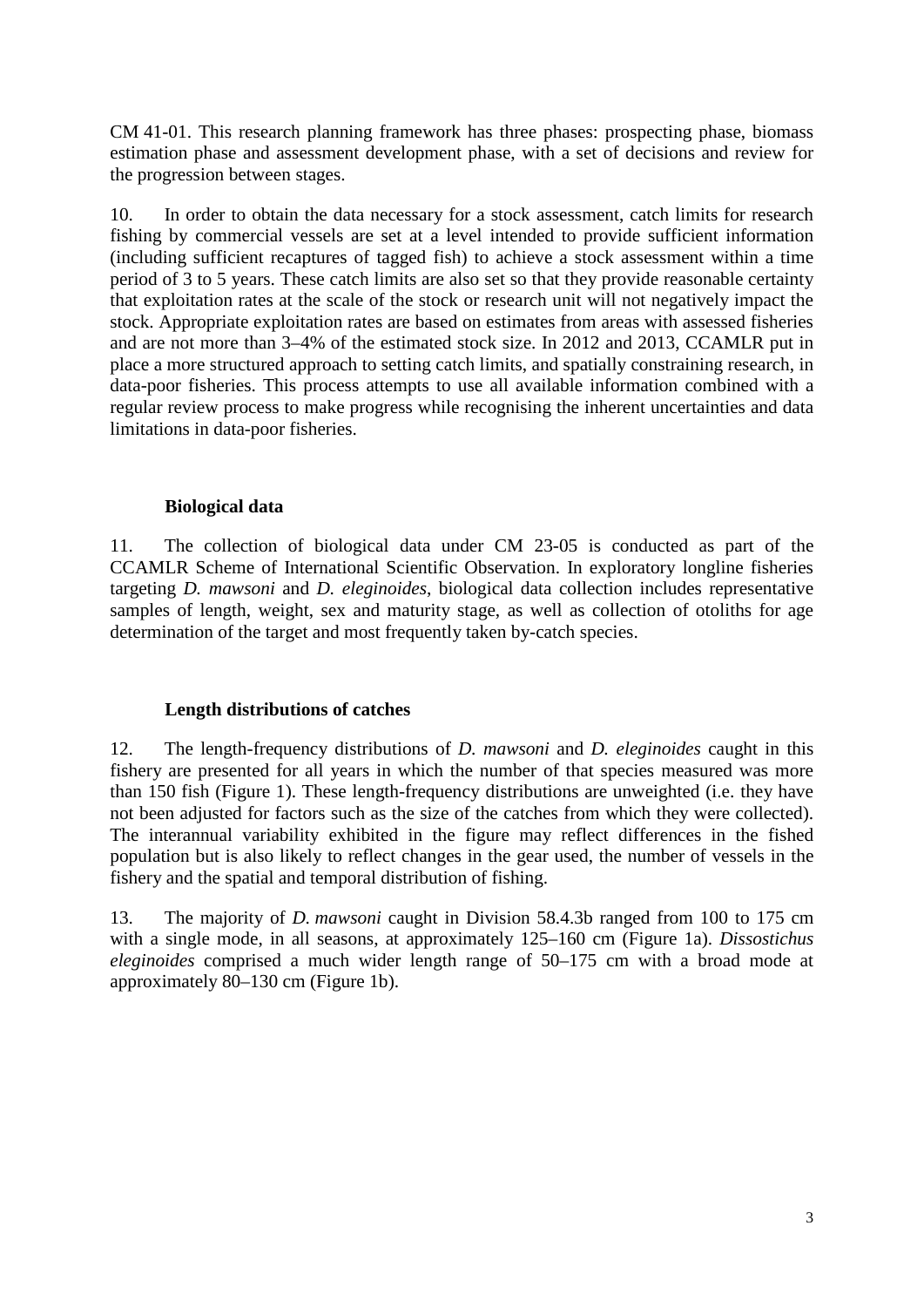CM 41-01. This research planning framework has three phases: prospecting phase, biomass estimation phase and assessment development phase, with a set of decisions and review for the progression between stages.

10. In order to obtain the data necessary for a stock assessment, catch limits for research fishing by commercial vessels are set at a level intended to provide sufficient information (including sufficient recaptures of tagged fish) to achieve a stock assessment within a time period of 3 to 5 years. These catch limits are also set so that they provide reasonable certainty that exploitation rates at the scale of the stock or research unit will not negatively impact the stock. Appropriate exploitation rates are based on estimates from areas with assessed fisheries and are not more than 3–4% of the estimated stock size. In 2012 and 2013, CCAMLR put in place a more structured approach to setting catch limits, and spatially constraining research, in data-poor fisheries. This process attempts to use all available information combined with a regular review process to make progress while recognising the inherent uncertainties and data limitations in data-poor fisheries.

### Biological data

11. The collection of biological data under CM 23-05 is conducted as part of the CCAMLR Scheme of International Scientific Observation. In exploratory longline fisheries targeting *D. mawsoni* and *D. eleginoides*, biological data collection includes representative samples of length, weight, sex and maturity stage, as well as collection of otoliths for age determination of the target and most frequently taken by-catch species.

### Length distributions of catches

12. The length-frequency distributions of *D. mawsoni* and *D. eleginoides* caught in this fishery are presented for all years in which the number of that species measured was more than 150 fish (Figure 1). These length-frequency distributions are unweighted (i.e. they have not been adjusted for factors such as the size of the catches from which they were collected). The interannual variability exhibited in the figure may reflect differences in the fished population but is also likely to reflect changes in the gear used, the number of vessels in the fishery and the spatial and temporal distribution of fishing.

13. The majority of *D. mawsoni* caught in Division 58.4.3b ranged from 100 to 175 cm with a single mode, in all seasons, at approximately 125–160 cm (Figure 1a). *Dissostichus eleginoides* comprised a much wider length range of 50–175 cm with a broad mode at approximately 80–130 cm (Figure 1b).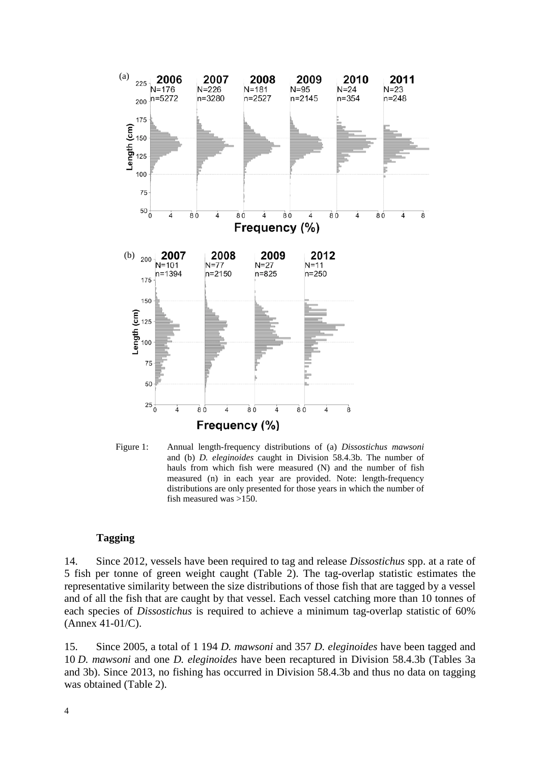Figure 1: Annual length-frequency distributions of (a) *Dissostichus mawsoni* and (b) *D. eleginoides* caught in Division 58.4.3b. The number of hauls from which fish were measured (N) and the number of fish measured (n) in each year are provided. Note: length-frequency distributions are only presented for those years in which the number of fish measured was >150.

### Tagging

14. Since 2012, vessels have been required to tag and release *Dissostichus* spp. at a rate of 5 fish per tonne of green weight caught (Table 2). The tag-overlap statistic estimates the representative similarity between the size distributions of those fish that are tagged by a vessel and of all the fish that are caught by that vessel. Each vessel catching more than 10 tonnes of each species of *Dissostichus* is required to achieve a minimum tag-overlap statistic of 60% (Annex 41-01/C).

15. Since 2005, a total of 1 194 *D. mawsoni* and 357 *D. eleginoides* have been tagged and 10 *D. mawsoni* and one *D. eleginoides* have been recaptured in Division 58.4.3b (Tables 3a and 3b). Since 2013, no fishing has occurred in Division 58.4.3b and thus no data on tagging was obtained (Table 2).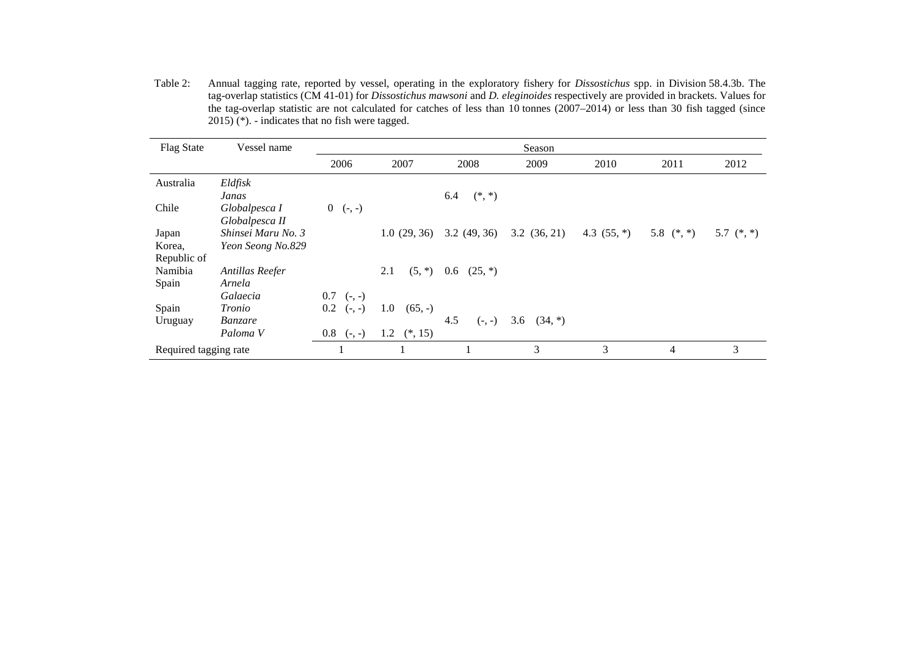Table 2: Annual tagging rate, reported by vessel, operating in the exploratory fishery for *Dissostichus* spp. in Division 58.4.3b. The tag-overlap statistics (CM 41-01) for *Dissostichus mawsoni* and *D. eleginoides* respectively are provided in brackets. Values for the tag-overlap statistic are not calculated for catches of less than 10 tonnes (2007–2014) or less than 30 fish tagged (since 2015) (*). - indicates that no fish were tagged.

| Flag State | Vessel name | Season | | | | | | |
|---|---|---|---|---|---|---|---|---|
| | | 2006 | 2007 | 2008 | 2009 | 2010 | 2011 | 2012 |
| Australia | *Eldfisk* | | | | | | | |
| | *Janas* | | | 6.4 (*, *) | | | | |
| Chile | *Globalpesca I* | 0 (-, -) | | | | | | |
| | *Globalpesca II* | | | | | | | |
| Japan | *Shinsei Maru No. 3* | | 1.0 (29, 36) | 3.2 (49, 36) | 3.2 (36, 21) | 4.3 (55, *) | 5.8 (*, *) | 5.7 (*, *) |
| Korea, Republic of | *Yeon Seong No.829* | | | | | | | |
| Namibia | *Antillas Reefer* | | 2.1 (5, *) | 0.6 (25, *) | | | | |
| Spain | *Arnela* | | | | | | | |
| | *Galaecia* | 0.7 (-, -) | | | | | | |
| Spain | *Tronio* | 0.2 (-, -) | 1.0 (65, -) | | | | | |
| Uruguay | *Banzare* | | | 4.5 (-, -) | 3.6 (34, *) | | | |
| | *Paloma V* | 0.8 (-, -) | 1.2 (*, 15) | | | | | |
| Required tagging rate | | 1 | 1 | 1 | 3 | 3 | 4 | 3 |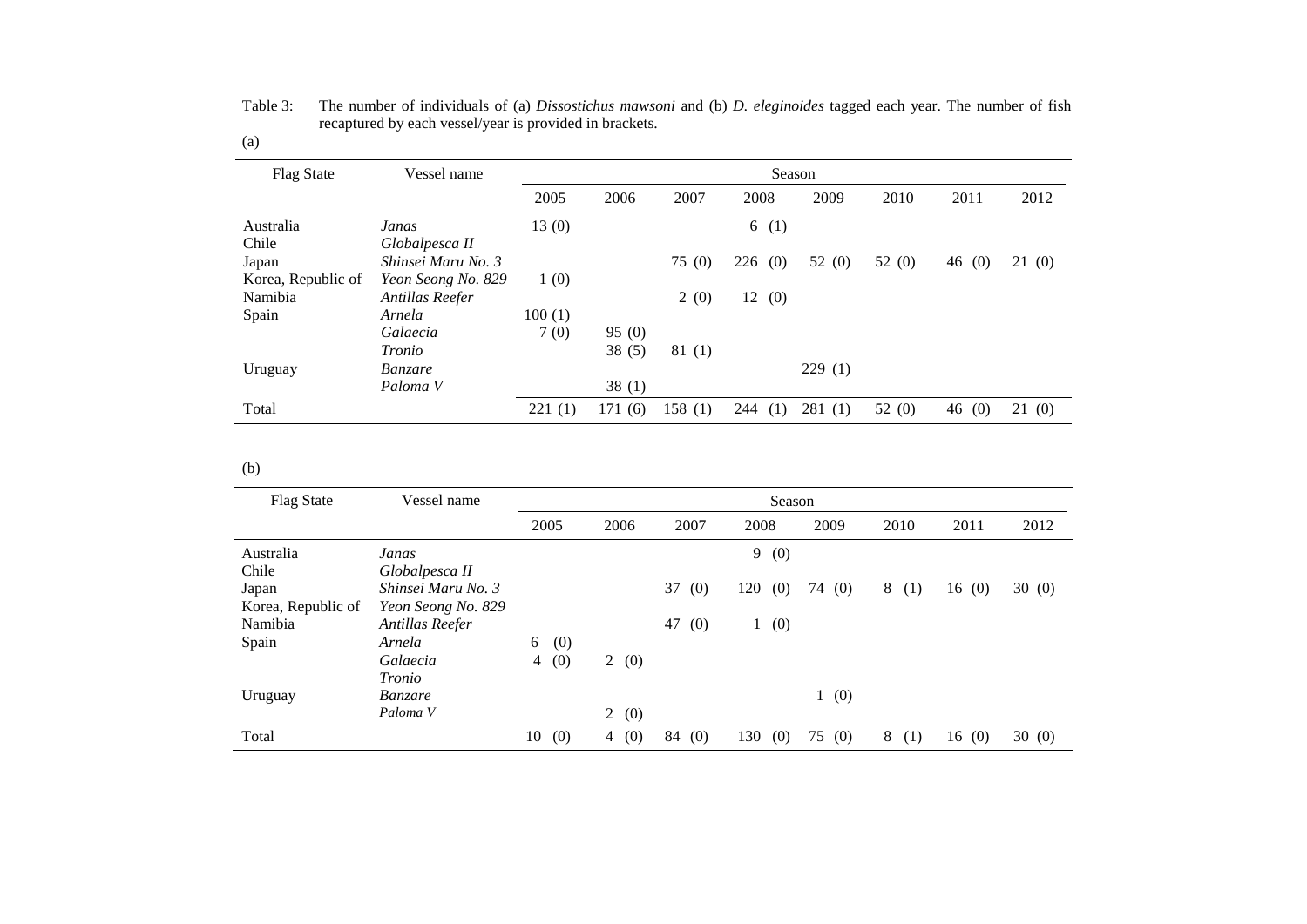Table 3: The number of individuals of (a) *Dissostichus mawsoni* and (b) *D. eleginoides* tagged each year. The number of fish recaptured by each vessel/year is provided in brackets.

(a)

| Flag State | Vessel name | Season | | | | | | | |
|---|---|---|---|---|---|---|---|---|---|
| | | 2005 | 2006 | 2007 | 2008 | 2009 | 2010 | 2011 | 2012 |
| Australia | *Janas* | 13 (0) | | | 6 (1) | | | | |
| Chile | *Globalpesca II* | | | | | | | | |
| Japan | *Shinsei Maru No. 3* | | | 75 (0) | 226 (0) | 52 (0) | 52 (0) | 46 (0) | 21 (0) |
| Korea, Republic of | *Yeon Seong No. 829* | 1 (0) | | | | | | | |
| Namibia | *Antillas Reefer* | | | 2 (0) | 12 (0) | | | | |
| Spain | *Arnela* | 100 (1) | | | | | | | |
| | *Galaecia* | 7 (0) | 95 (0) | | | | | | |
| | *Tronio* | | 38 (5) | 81 (1) | | | | | |
| Uruguay | *Banzare* | | | | | 229 (1) | | | |
| | *Paloma V* | | 38 (1) | | | | | | |
| Total | | 221 (1) | 171 (6) | 158 (1) | 244 (1) | 281 (1) | 52 (0) | 46 (0) | 21 (0) |

(b)

| Flag State | Vessel name | Season | | | | | | | |
|---|---|---|---|---|---|---|---|---|---|
| | | 2005 | 2006 | 2007 | 2008 | 2009 | 2010 | 2011 | 2012 |
| Australia | *Janas* | | | | 9 (0) | | | | |
| Chile | *Globalpesca II* | | | | | | | | |
| Japan | *Shinsei Maru No. 3* | | | 37 (0) | 120 (0) | 74 (0) | 8 (1) | 16 (0) | 30 (0) |
| Korea, Republic of | *Yeon Seong No. 829* | | | | | | | | |
| Namibia | *Antillas Reefer* | | | 47 (0) | 1 (0) | | | | |
| Spain | *Arnela* | 6 (0) | | | | | | | |
| | *Galaecia* | 4 (0) | 2 (0) | | | | | | |
| | *Tronio* | | | | | | | | |
| Uruguay | *Banzare* | | | | | 1 (0) | | | |
| | *Paloma V* | | 2 (0) | | | | | | |
| Total | | 10 (0) | 4 (0) | 84 (0) | 130 (0) | 75 (0) | 8 (1) | 16 (0) | 30 (0) |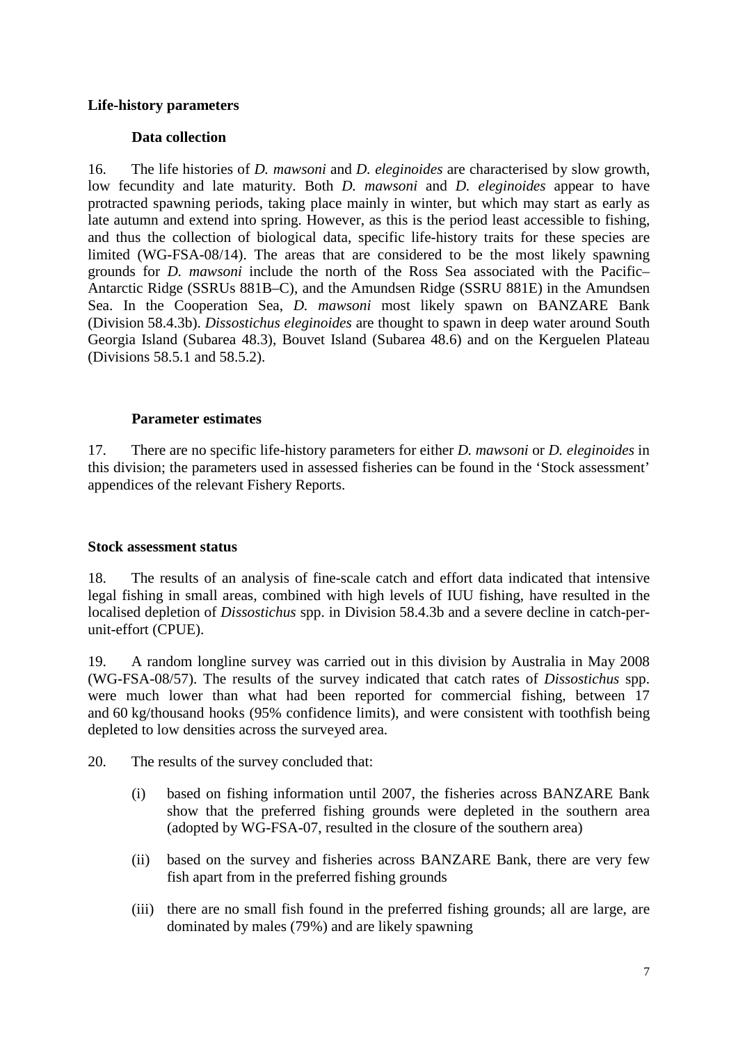## Life-history parameters

### Data collection

16. The life histories of *D. mawsoni* and *D. eleginoides* are characterised by slow growth, low fecundity and late maturity. Both *D. mawsoni* and *D. eleginoides* appear to have protracted spawning periods, taking place mainly in winter, but which may start as early as late autumn and extend into spring. However, as this is the period least accessible to fishing, and thus the collection of biological data, specific life-history traits for these species are limited (WG-FSA-08/14). The areas that are considered to be the most likely spawning grounds for *D. mawsoni* include the north of the Ross Sea associated with the Pacific–Antarctic Ridge (SSRUs 881B–C), and the Amundsen Ridge (SSRU 881E) in the Amundsen Sea. In the Cooperation Sea, *D. mawsoni* most likely spawn on BANZARE Bank (Division 58.4.3b). *Dissostichus eleginoides* are thought to spawn in deep water around South Georgia Island (Subarea 48.3), Bouvet Island (Subarea 48.6) and on the Kerguelen Plateau (Divisions 58.5.1 and 58.5.2).

### Parameter estimates

17. There are no specific life-history parameters for either *D. mawsoni* or *D. eleginoides* in this division; the parameters used in assessed fisheries can be found in the 'Stock assessment' appendices of the relevant Fishery Reports.

## Stock assessment status

18. The results of an analysis of fine-scale catch and effort data indicated that intensive legal fishing in small areas, combined with high levels of IUU fishing, have resulted in the localised depletion of *Dissostichus* spp. in Division 58.4.3b and a severe decline in catch-per-unit-effort (CPUE).

19. A random longline survey was carried out in this division by Australia in May 2008 (WG-FSA-08/57). The results of the survey indicated that catch rates of *Dissostichus* spp. were much lower than what had been reported for commercial fishing, between 17 and 60 kg/thousand hooks (95% confidence limits), and were consistent with toothfish being depleted to low densities across the surveyed area.

20. The results of the survey concluded that:

(i) based on fishing information until 2007, the fisheries across BANZARE Bank show that the preferred fishing grounds were depleted in the southern area (adopted by WG-FSA-07, resulted in the closure of the southern area)

(ii) based on the survey and fisheries across BANZARE Bank, there are very few fish apart from in the preferred fishing grounds

(iii) there are no small fish found in the preferred fishing grounds; all are large, are dominated by males (79%) and are likely spawning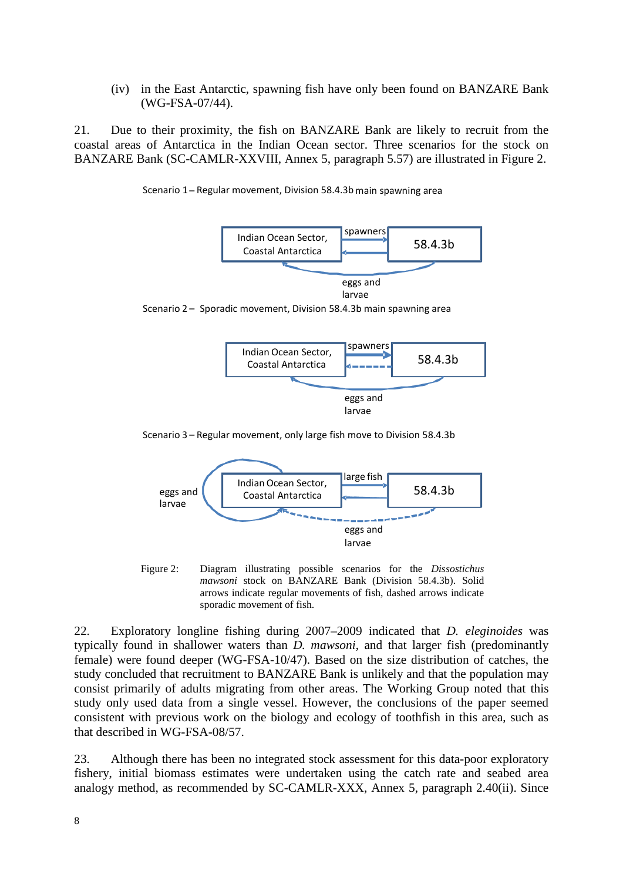(iv) in the East Antarctic, spawning fish have only been found on BANZARE Bank (WG-FSA-07/44).

21. Due to their proximity, the fish on BANZARE Bank are likely to recruit from the coastal areas of Antarctica in the Indian Ocean sector. Three scenarios for the stock on BANZARE Bank (SC-CAMLR-XXVIII, Annex 5, paragraph 5.57) are illustrated in Figure 2.

Scenario 1 – Regular movement, Division 58.4.3b main spawning area

Indian Ocean Sector, Coastal Antarctica | spawners | 58.4.3b | eggs and larvae

Scenario 2 – Sporadic movement, Division 58.4.3b main spawning area

Indian Ocean Sector, Coastal Antarctica | spawners | 58.4.3b | eggs and larvae

Scenario 3 – Regular movement, only large fish move to Division 58.4.3b

eggs and larvae | Indian Ocean Sector, Coastal Antarctica | large fish | 58.4.3b | eggs and larvae

Figure 2: Diagram illustrating possible scenarios for the *Dissostichus mawsoni* stock on BANZARE Bank (Division 58.4.3b). Solid arrows indicate regular movements of fish, dashed arrows indicate sporadic movement of fish.

22. Exploratory longline fishing during 2007–2009 indicated that *D. eleginoides* was typically found in shallower waters than *D. mawsoni*, and that larger fish (predominantly female) were found deeper (WG-FSA-10/47). Based on the size distribution of catches, the study concluded that recruitment to BANZARE Bank is unlikely and that the population may consist primarily of adults migrating from other areas. The Working Group noted that this study only used data from a single vessel. However, the conclusions of the paper seemed consistent with previous work on the biology and ecology of toothfish in this area, such as that described in WG-FSA-08/57.

23. Although there has been no integrated stock assessment for this data-poor exploratory fishery, initial biomass estimates were undertaken using the catch rate and seabed area analogy method, as recommended by SC-CAMLR-XXX, Annex 5, paragraph 2.40(ii). Since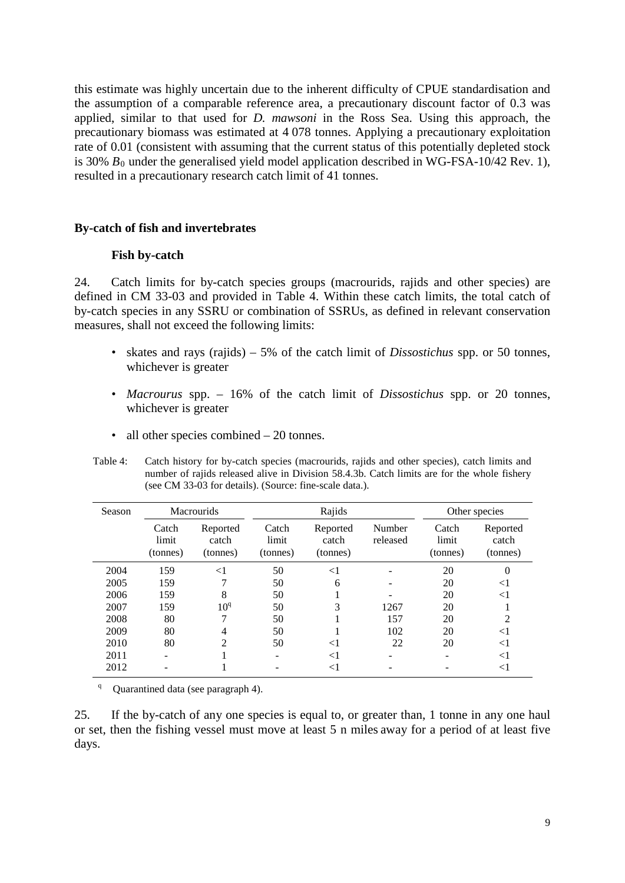this estimate was highly uncertain due to the inherent difficulty of CPUE standardisation and the assumption of a comparable reference area, a precautionary discount factor of 0.3 was applied, similar to that used for *D. mawsoni* in the Ross Sea. Using this approach, the precautionary biomass was estimated at 4 078 tonnes. Applying a precautionary exploitation rate of 0.01 (consistent with assuming that the current status of this potentially depleted stock is 30% $B_0$ under the generalised yield model application described in WG-FSA-10/42 Rev. 1), resulted in a precautionary research catch limit of 41 tonnes.

## By-catch of fish and invertebrates

### Fish by-catch

24. Catch limits for by-catch species groups (macrourids, rajids and other species) are defined in CM 33-03 and provided in Table 4. Within these catch limits, the total catch of by-catch species in any SSRU or combination of SSRUs, as defined in relevant conservation measures, shall not exceed the following limits:

- skates and rays (rajids) – 5% of the catch limit of *Dissostichus* spp. or 50 tonnes, whichever is greater
- *Macrourus* spp. – 16% of the catch limit of *Dissostichus* spp. or 20 tonnes, whichever is greater
- all other species combined – 20 tonnes.

Table 4: Catch history for by-catch species (macrourids, rajids and other species), catch limits and number of rajids released alive in Division 58.4.3b. Catch limits are for the whole fishery (see CM 33-03 for details). (Source: fine-scale data.).

| Season | Macrourids | | Rajids | | | Other species | |
|---|---|---|---|---|---|---|---|
| | Catch limit (tonnes) | Reported catch (tonnes) | Catch limit (tonnes) | Reported catch (tonnes) | Number released | Catch limit (tonnes) | Reported catch (tonnes) |
| 2004 | 159 | <1 | 50 | <1 | - | 20 | 0 |
| 2005 | 159 | 7 | 50 | 6 | - | 20 | <1 |
| 2006 | 159 | 8 | 50 | 1 | - | 20 | <1 |
| 2007 | 159 | 10[q] | 50 | 3 | 1267 | 20 | 1 |
| 2008 | 80 | 7 | 50 | 1 | 157 | 20 | 2 |
| 2009 | 80 | 4 | 50 | 1 | 102 | 20 | <1 |
| 2010 | 80 | 2 | 50 | <1 | 22 | 20 | <1 |
| 2011 | - | 1 | - | <1 | - | - | <1 |
| 2012 | - | 1 | - | <1 | - | - | <1 |

[q] Quarantined data (see paragraph 4).

25. If the by-catch of any one species is equal to, or greater than, 1 tonne in any one haul or set, then the fishing vessel must move at least 5 n miles away for a period of at least five days.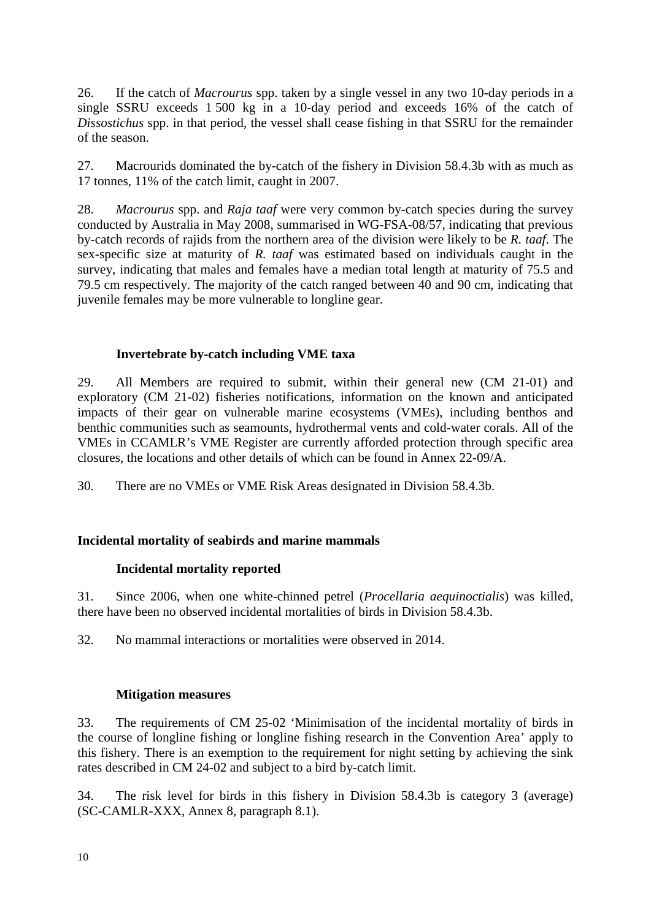26. If the catch of *Macrourus* spp. taken by a single vessel in any two 10-day periods in a single SSRU exceeds 1 500 kg in a 10-day period and exceeds 16% of the catch of *Dissostichus* spp. in that period, the vessel shall cease fishing in that SSRU for the remainder of the season.

27. Macrourids dominated the by-catch of the fishery in Division 58.4.3b with as much as 17 tonnes, 11% of the catch limit, caught in 2007.

28. *Macrourus* spp. and *Raja taaf* were very common by-catch species during the survey conducted by Australia in May 2008, summarised in WG-FSA-08/57, indicating that previous by-catch records of rajids from the northern area of the division were likely to be *R. taaf*. The sex-specific size at maturity of *R. taaf* was estimated based on individuals caught in the survey, indicating that males and females have a median total length at maturity of 75.5 and 79.5 cm respectively. The majority of the catch ranged between 40 and 90 cm, indicating that juvenile females may be more vulnerable to longline gear.

### Invertebrate by-catch including VME taxa

29. All Members are required to submit, within their general new (CM 21-01) and exploratory (CM 21-02) fisheries notifications, information on the known and anticipated impacts of their gear on vulnerable marine ecosystems (VMEs), including benthos and benthic communities such as seamounts, hydrothermal vents and cold-water corals. All of the VMEs in CCAMLR's VME Register are currently afforded protection through specific area closures, the locations and other details of which can be found in Annex 22-09/A.

30. There are no VMEs or VME Risk Areas designated in Division 58.4.3b.

## Incidental mortality of seabirds and marine mammals

### Incidental mortality reported

31. Since 2006, when one white-chinned petrel (*Procellaria aequinoctialis*) was killed, there have been no observed incidental mortalities of birds in Division 58.4.3b.

32. No mammal interactions or mortalities were observed in 2014.

### Mitigation measures

33. The requirements of CM 25-02 'Minimisation of the incidental mortality of birds in the course of longline fishing or longline fishing research in the Convention Area' apply to this fishery. There is an exemption to the requirement for night setting by achieving the sink rates described in CM 24-02 and subject to a bird by-catch limit.

34. The risk level for birds in this fishery in Division 58.4.3b is category 3 (average) (SC-CAMLR-XXX, Annex 8, paragraph 8.1).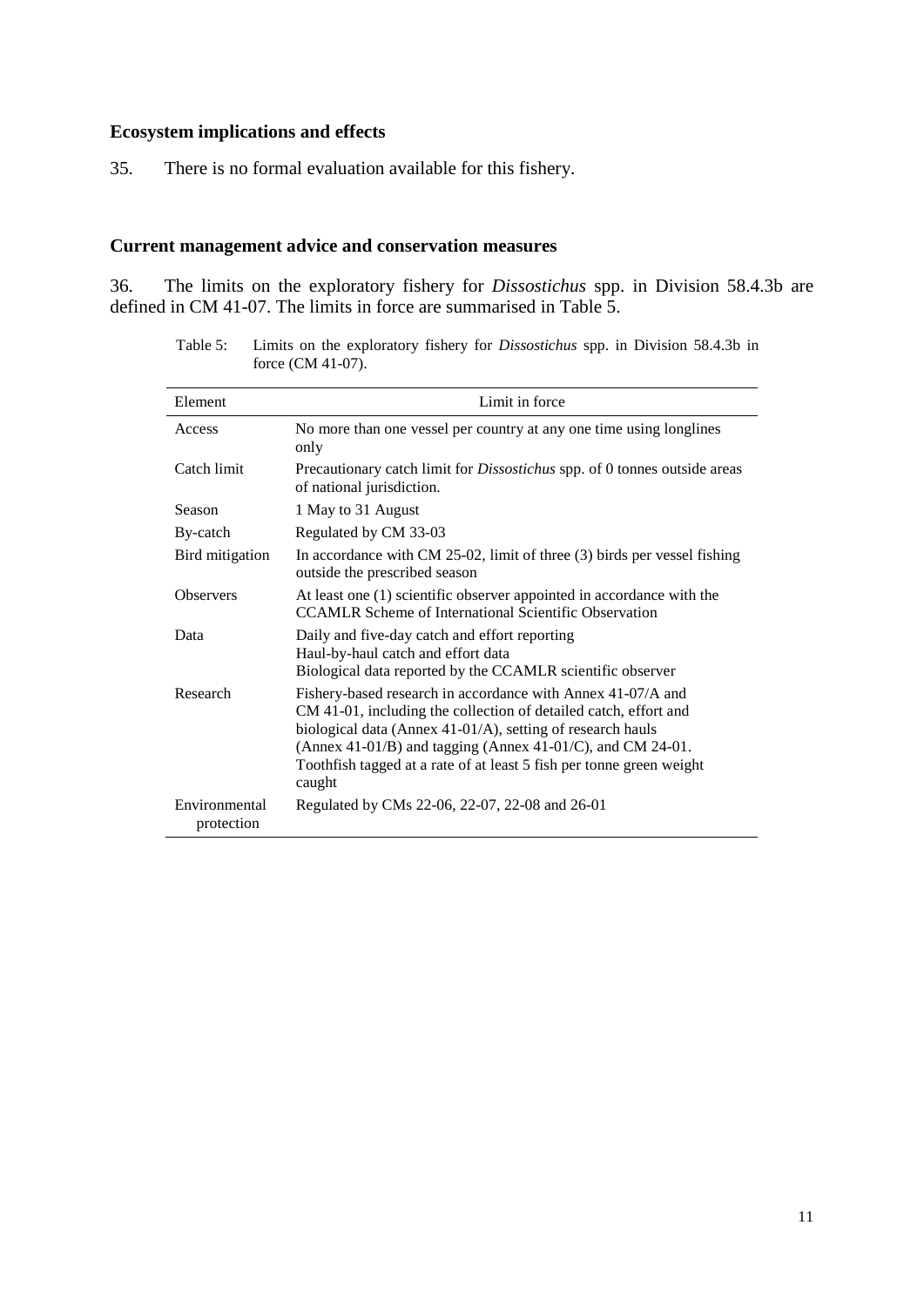## Ecosystem implications and effects

35. There is no formal evaluation available for this fishery.

## Current management advice and conservation measures

36. The limits on the exploratory fishery for *Dissostichus* spp. in Division 58.4.3b are defined in CM 41-07. The limits in force are summarised in Table 5.

Table 5: Limits on the exploratory fishery for *Dissostichus* spp. in Division 58.4.3b in force (CM 41-07).

| Element | Limit in force |
|---|---|
| Access | No more than one vessel per country at any one time using longlines only |
| Catch limit | Precautionary catch limit for *Dissostichus* spp. of 0 tonnes outside areas of national jurisdiction. |
| Season | 1 May to 31 August |
| By-catch | Regulated by CM 33-03 |
| Bird mitigation | In accordance with CM 25-02, limit of three (3) birds per vessel fishing outside the prescribed season |
| Observers | At least one (1) scientific observer appointed in accordance with the CCAMLR Scheme of International Scientific Observation |
| Data | Daily and five-day catch and effort reporting<br>Haul-by-haul catch and effort data<br>Biological data reported by the CCAMLR scientific observer |
| Research | Fishery-based research in accordance with Annex 41-07/A and CM 41-01, including the collection of detailed catch, effort and biological data (Annex 41-01/A), setting of research hauls (Annex 41-01/B) and tagging (Annex 41-01/C), and CM 24-01. Toothfish tagged at a rate of at least 5 fish per tonne green weight caught |
| Environmental protection | Regulated by CMs 22-06, 22-07, 22-08 and 26-01 |